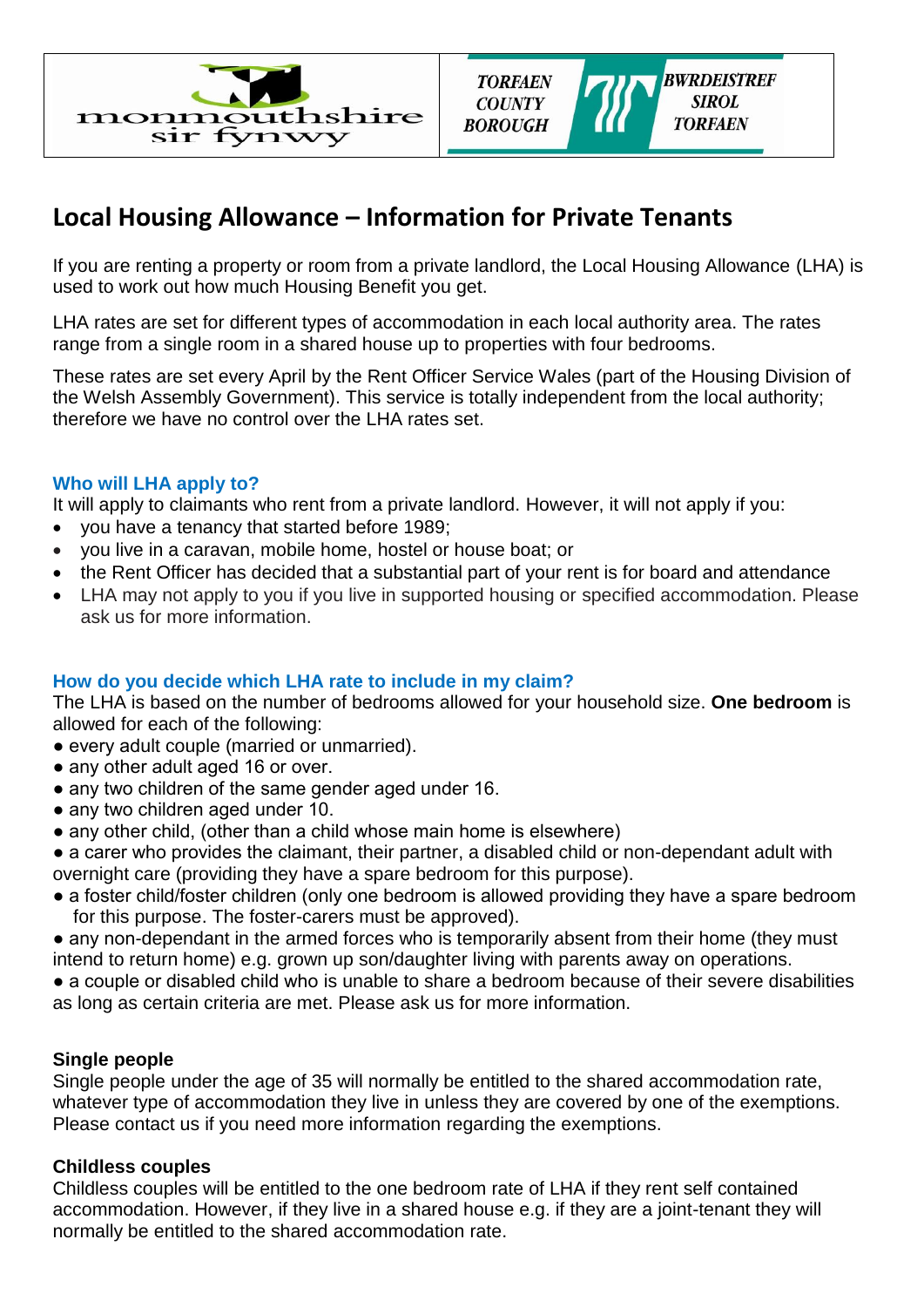# Local Housing Allowance – Information for Private Tenants

If you are renting a property or room from a private landlord, the Local Housing Allowance (LHA) is used to work out how much Housing Benefit you get.

LHA rates are set for different types of accommodation in each local authority area. The rates range from a single room in a shared house up to properties with four bedrooms.

These rates are set every April by the Rent Officer Service Wales (part of the Housing Division of the Welsh Assembly Government). This service is totally independent from the local authority; therefore we have no control over the LHA rates set.

### Who will LHA apply to?

It will apply to claimants who rent from a private landlord. However, it will not apply if you:

- you have a tenancy that started before 1989;
- you live in a caravan, mobile home, hostel or house boat; or
- the Rent Officer has decided that a substantial part of your rent is for board and attendance
- LHA may not apply to you if you live in supported housing or specified accommodation. Please ask us for more information.

### How do you decide which LHA rate to include in my claim?

The LHA is based on the number of bedrooms allowed for your household size. **One bedroom** is allowed for each of the following:

- every adult couple (married or unmarried).
- any other adult aged 16 or over.
- any two children of the same gender aged under 16.
- any two children aged under 10.
- any other child, (other than a child whose main home is elsewhere)
- a carer who provides the claimant, their partner, a disabled child or non-dependant adult with overnight care (providing they have a spare bedroom for this purpose).
- a foster child/foster children (only one bedroom is allowed providing they have a spare bedroom for this purpose. The foster-carers must be approved).
- any non-dependant in the armed forces who is temporarily absent from their home (they must intend to return home) e.g. grown up son/daughter living with parents away on operations.
- a couple or disabled child who is unable to share a bedroom because of their severe disabilities as long as certain criteria are met. Please ask us for more information.

**Single people**

Single people under the age of 35 will normally be entitled to the shared accommodation rate, whatever type of accommodation they live in unless they are covered by one of the exemptions. Please contact us if you need more information regarding the exemptions.

**Childless couples**

Childless couples will be entitled to the one bedroom rate of LHA if they rent self contained accommodation. However, if they live in a shared house e.g. if they are a joint-tenant they will normally be entitled to the shared accommodation rate.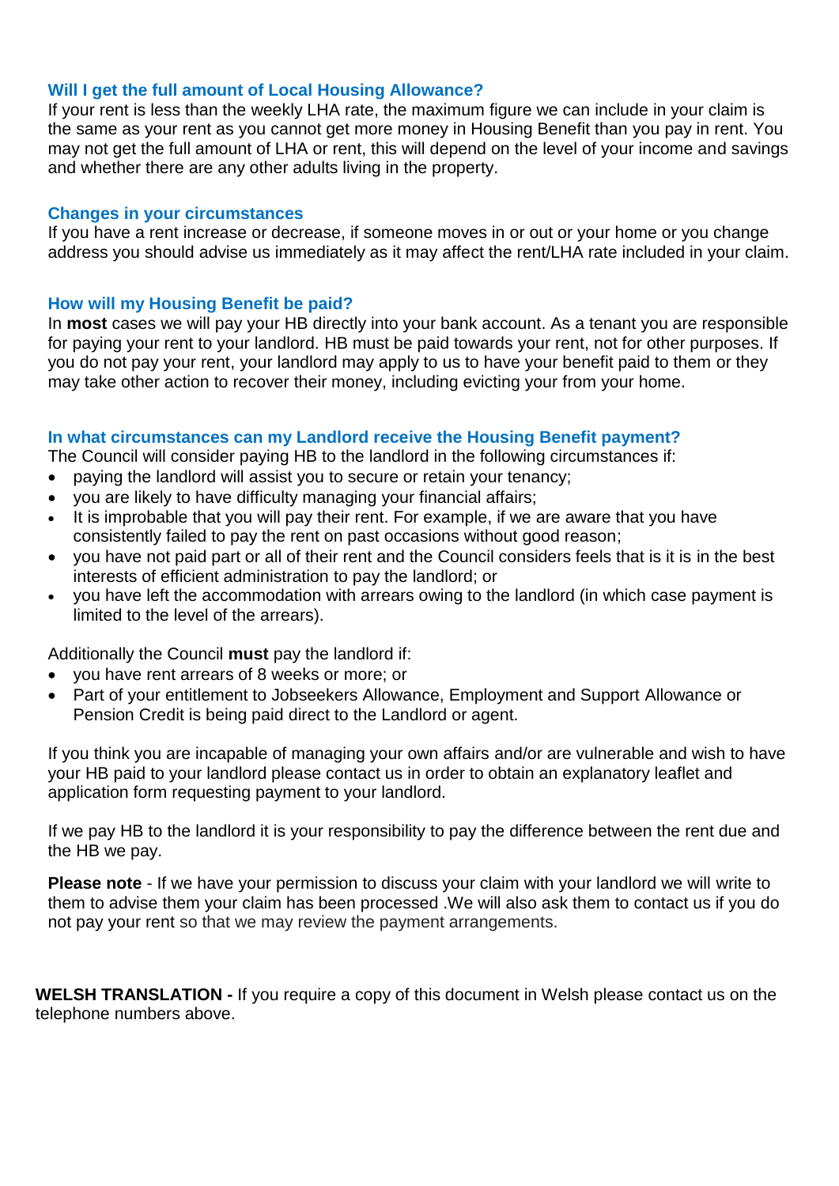### Will I get the full amount of Local Housing Allowance?

If your rent is less than the weekly LHA rate, the maximum figure we can include in your claim is the same as your rent as you cannot get more money in Housing Benefit than you pay in rent. You may not get the full amount of LHA or rent, this will depend on the level of your income and savings and whether there are any other adults living in the property.

### Changes in your circumstances

If you have a rent increase or decrease, if someone moves in or out or your home or you change address you should advise us immediately as it may affect the rent/LHA rate included in your claim.

### How will my Housing Benefit be paid?

In **most** cases we will pay your HB directly into your bank account. As a tenant you are responsible for paying your rent to your landlord. HB must be paid towards your rent, not for other purposes. If you do not pay your rent, your landlord may apply to us to have your benefit paid to them or they may take other action to recover their money, including evicting your from your home.

### In what circumstances can my Landlord receive the Housing Benefit payment?

The Council will consider paying HB to the landlord in the following circumstances if:

- paying the landlord will assist you to secure or retain your tenancy;
- you are likely to have difficulty managing your financial affairs;
- It is improbable that you will pay their rent. For example, if we are aware that you have consistently failed to pay the rent on past occasions without good reason;
- you have not paid part or all of their rent and the Council considers feels that is it is in the best interests of efficient administration to pay the landlord; or
- you have left the accommodation with arrears owing to the landlord (in which case payment is limited to the level of the arrears).

Additionally the Council **must** pay the landlord if:

- you have rent arrears of 8 weeks or more; or
- Part of your entitlement to Jobseekers Allowance, Employment and Support Allowance or Pension Credit is being paid direct to the Landlord or agent.

If you think you are incapable of managing your own affairs and/or are vulnerable and wish to have your HB paid to your landlord please contact us in order to obtain an explanatory leaflet and application form requesting payment to your landlord.

If we pay HB to the landlord it is your responsibility to pay the difference between the rent due and the HB we pay.

**Please note** - If we have your permission to discuss your claim with your landlord we will write to them to advise them your claim has been processed .We will also ask them to contact us if you do not pay your rent so that we may review the payment arrangements.

**WELSH TRANSLATION -** If you require a copy of this document in Welsh please contact us on the telephone numbers above.